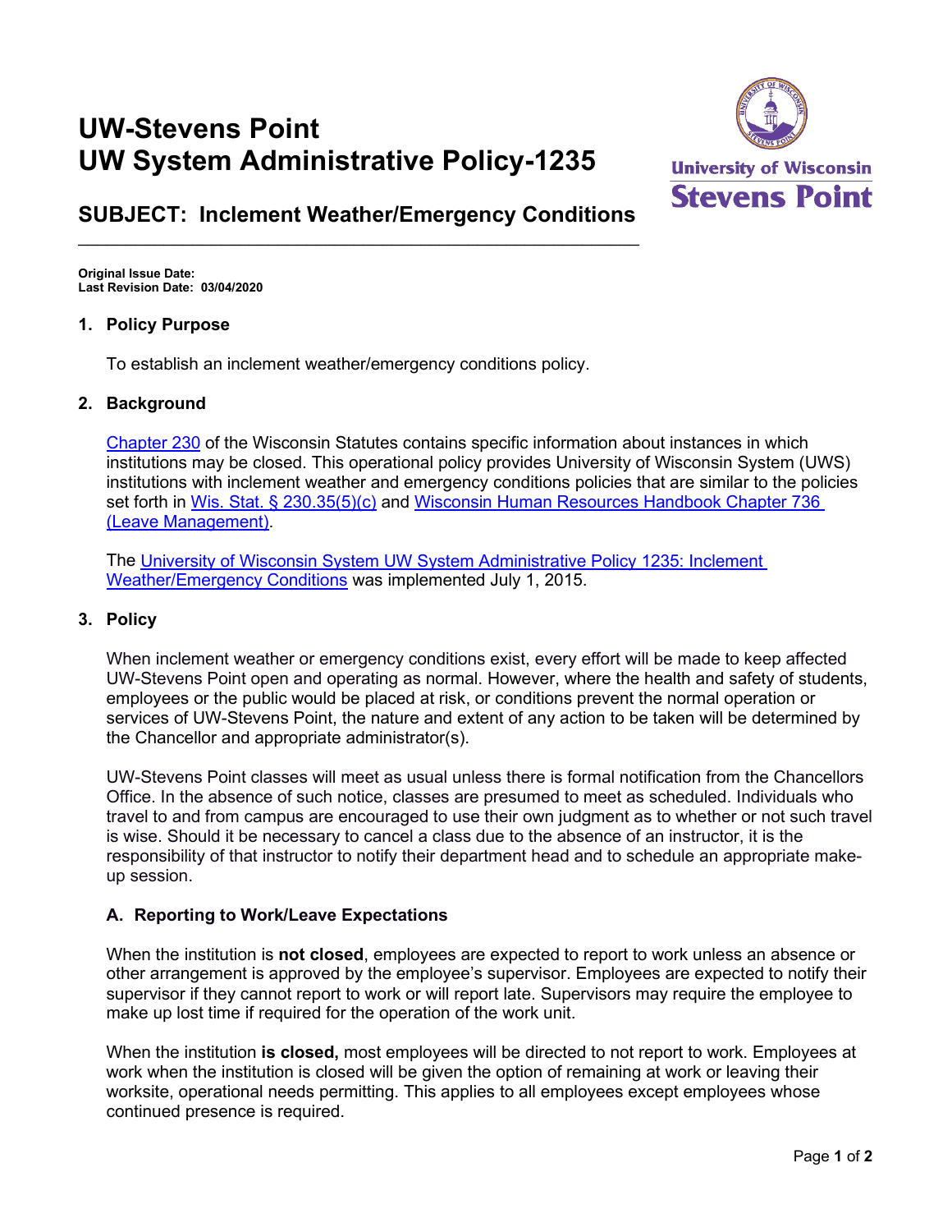# UW-Stevens Point
# UW System Administrative Policy-1235

## SUBJECT: Inclement Weather/Emergency Conditions

**Original Issue Date:**
**Last Revision Date: 03/04/2020**

### 1. Policy Purpose

To establish an inclement weather/emergency conditions policy.

### 2. Background

[Chapter 230](#) of the Wisconsin Statutes contains specific information about instances in which institutions may be closed. This operational policy provides University of Wisconsin System (UWS) institutions with inclement weather and emergency conditions policies that are similar to the policies set forth in [Wis. Stat. § 230.35(5)(c)](#) and [Wisconsin Human Resources Handbook Chapter 736 (Leave Management)](#).

The [University of Wisconsin System UW System Administrative Policy 1235: Inclement Weather/Emergency Conditions](#) was implemented July 1, 2015.

### 3. Policy

When inclement weather or emergency conditions exist, every effort will be made to keep affected UW-Stevens Point open and operating as normal. However, where the health and safety of students, employees or the public would be placed at risk, or conditions prevent the normal operation or services of UW-Stevens Point, the nature and extent of any action to be taken will be determined by the Chancellor and appropriate administrator(s).

UW-Stevens Point classes will meet as usual unless there is formal notification from the Chancellors Office. In the absence of such notice, classes are presumed to meet as scheduled. Individuals who travel to and from campus are encouraged to use their own judgment as to whether or not such travel is wise. Should it be necessary to cancel a class due to the absence of an instructor, it is the responsibility of that instructor to notify their department head and to schedule an appropriate make-up session.

#### A. Reporting to Work/Leave Expectations

When the institution is **not closed**, employees are expected to report to work unless an absence or other arrangement is approved by the employee's supervisor. Employees are expected to notify their supervisor if they cannot report to work or will report late. Supervisors may require the employee to make up lost time if required for the operation of the work unit.

When the institution **is closed,** most employees will be directed to not report to work. Employees at work when the institution is closed will be given the option of remaining at work or leaving their worksite, operational needs permitting. This applies to all employees except employees whose continued presence is required.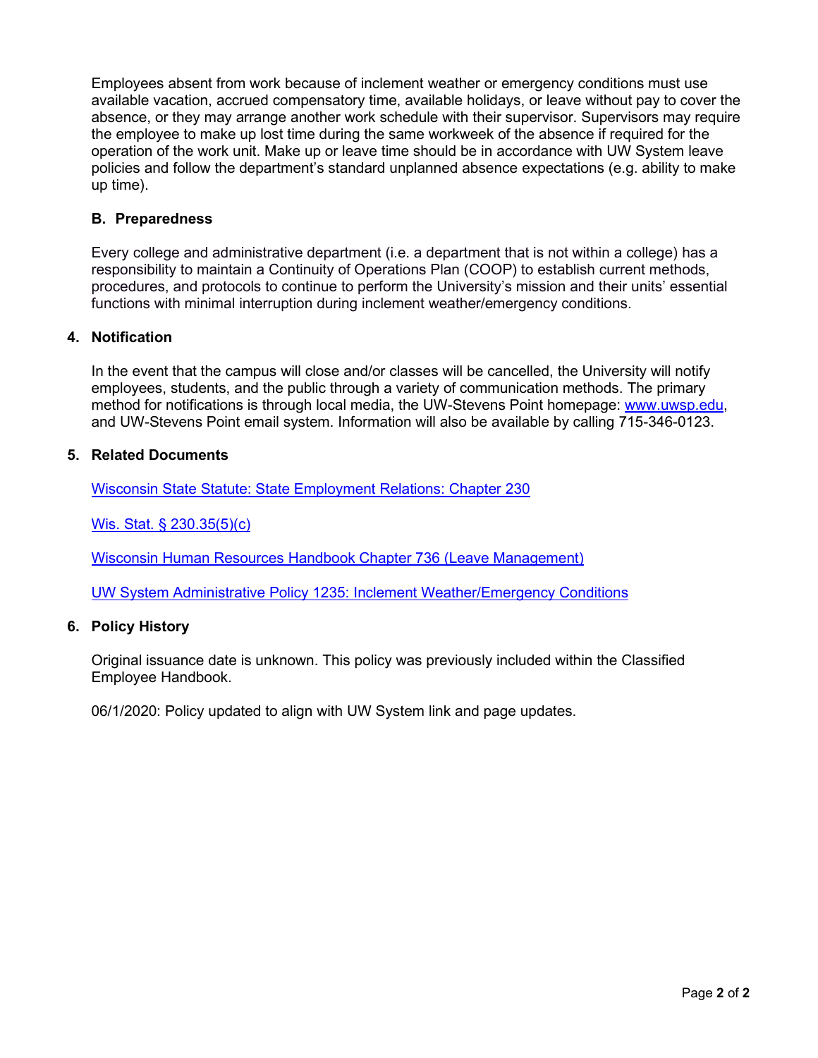Employees absent from work because of inclement weather or emergency conditions must use available vacation, accrued compensatory time, available holidays, or leave without pay to cover the absence, or they may arrange another work schedule with their supervisor. Supervisors may require the employee to make up lost time during the same workweek of the absence if required for the operation of the work unit. Make up or leave time should be in accordance with UW System leave policies and follow the department's standard unplanned absence expectations (e.g. ability to make up time).

### B. Preparedness

Every college and administrative department (i.e. a department that is not within a college) has a responsibility to maintain a Continuity of Operations Plan (COOP) to establish current methods, procedures, and protocols to continue to perform the University's mission and their units' essential functions with minimal interruption during inclement weather/emergency conditions.

## 4. Notification

In the event that the campus will close and/or classes will be cancelled, the University will notify employees, students, and the public through a variety of communication methods. The primary method for notifications is through local media, the UW-Stevens Point homepage: www.uwsp.edu, and UW-Stevens Point email system. Information will also be available by calling 715-346-0123.

## 5. Related Documents

Wisconsin State Statute: State Employment Relations: Chapter 230

Wis. Stat. § 230.35(5)(c)

Wisconsin Human Resources Handbook Chapter 736 (Leave Management)

UW System Administrative Policy 1235: Inclement Weather/Emergency Conditions

## 6. Policy History

Original issuance date is unknown. This policy was previously included within the Classified Employee Handbook.

06/1/2020: Policy updated to align with UW System link and page updates.